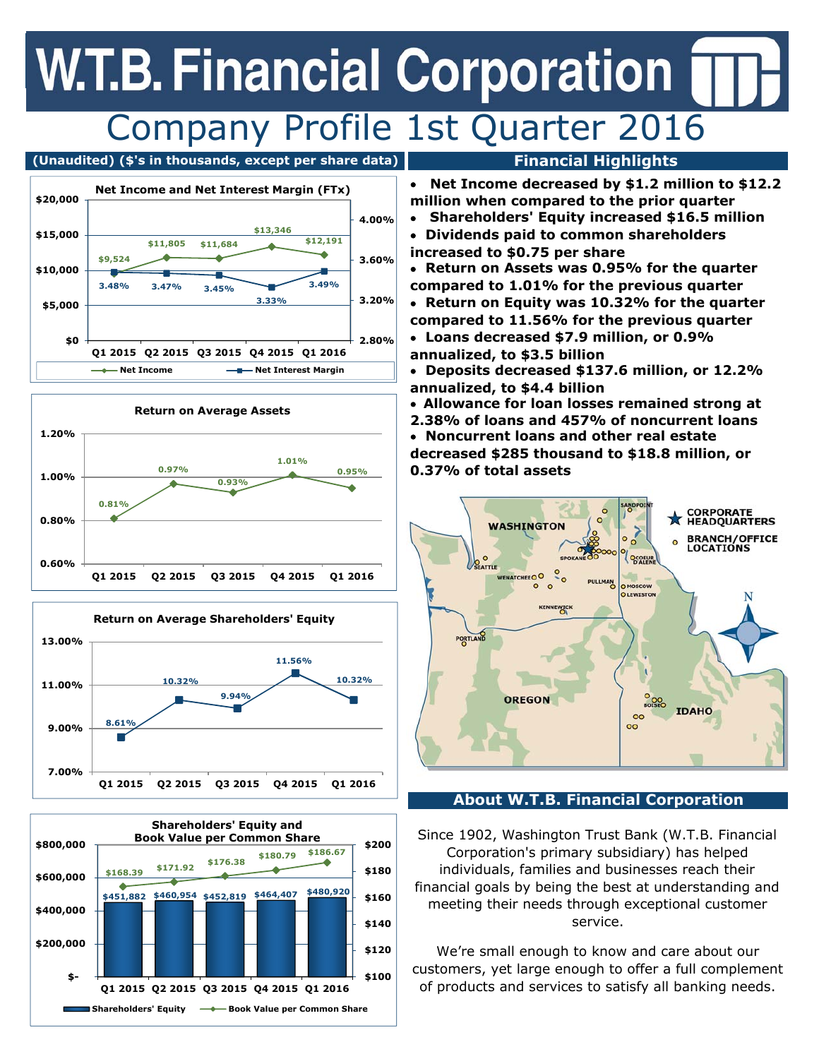# W.T.B. Financial Corporation

## Company Profile 1st Quarter 2016

**(Unaudited) ($'s in thousands, except per share data)**

### Net Income and Net Interest Margin (FTx)

| | Q1 2015 | Q2 2015 | Q3 2015 | Q4 2015 | Q1 2016 |
|---|---|---|---|---|---|
| Net Income | $9,524 | $11,805 | $11,684 | $13,346 | $12,191 |
| Net Interest Margin | 3.48% | 3.47% | 3.45% | 3.33% | 3.49% |

### Return on Average Assets

| Q1 2015 | Q2 2015 | Q3 2015 | Q4 2015 | Q1 2016 |
|---|---|---|---|---|
| 0.81% | 0.97% | 0.93% | 1.01% | 0.95% |

### Return on Average Shareholders' Equity

| Q1 2015 | Q2 2015 | Q3 2015 | Q4 2015 | Q1 2016 |
|---|---|---|---|---|
| 8.61% | 10.32% | 9.94% | 11.56% | 10.32% |

### Shareholders' Equity and Book Value per Common Share

| | Q1 2015 | Q2 2015 | Q3 2015 | Q4 2015 | Q1 2016 |
|---|---|---|---|---|---|
| Shareholders' Equity | $451,882 | $460,954 | $452,819 | $464,407 | $480,920 |
| Book Value per Common Share | $168.39 | $171.92 | $176.38 | $180.79 | $186.67 |

## Financial Highlights

- **Net Income decreased by $1.2 million to $12.2 million when compared to the prior quarter**
- **Shareholders' Equity increased $16.5 million**
- **Dividends paid to common shareholders increased to $0.75 per share**
- **Return on Assets was 0.95% for the quarter compared to 1.01% for the previous quarter**
- **Return on Equity was 10.32% for the quarter compared to 11.56% for the previous quarter**
- **Loans decreased $7.9 million, or 0.9% annualized, to $3.5 billion**
- **Deposits decreased $137.6 million, or 12.2% annualized, to $4.4 billion**
- **Allowance for loan losses remained strong at 2.38% of loans and 457% of noncurrent loans**
- **Noncurrent loans and other real estate decreased $285 thousand to $18.8 million, or 0.37% of total assets**

## About W.T.B. Financial Corporation

Since 1902, Washington Trust Bank (W.T.B. Financial Corporation's primary subsidiary) has helped individuals, families and businesses reach their financial goals by being the best at understanding and meeting their needs through exceptional customer service.

We're small enough to know and care about our customers, yet large enough to offer a full complement of products and services to satisfy all banking needs.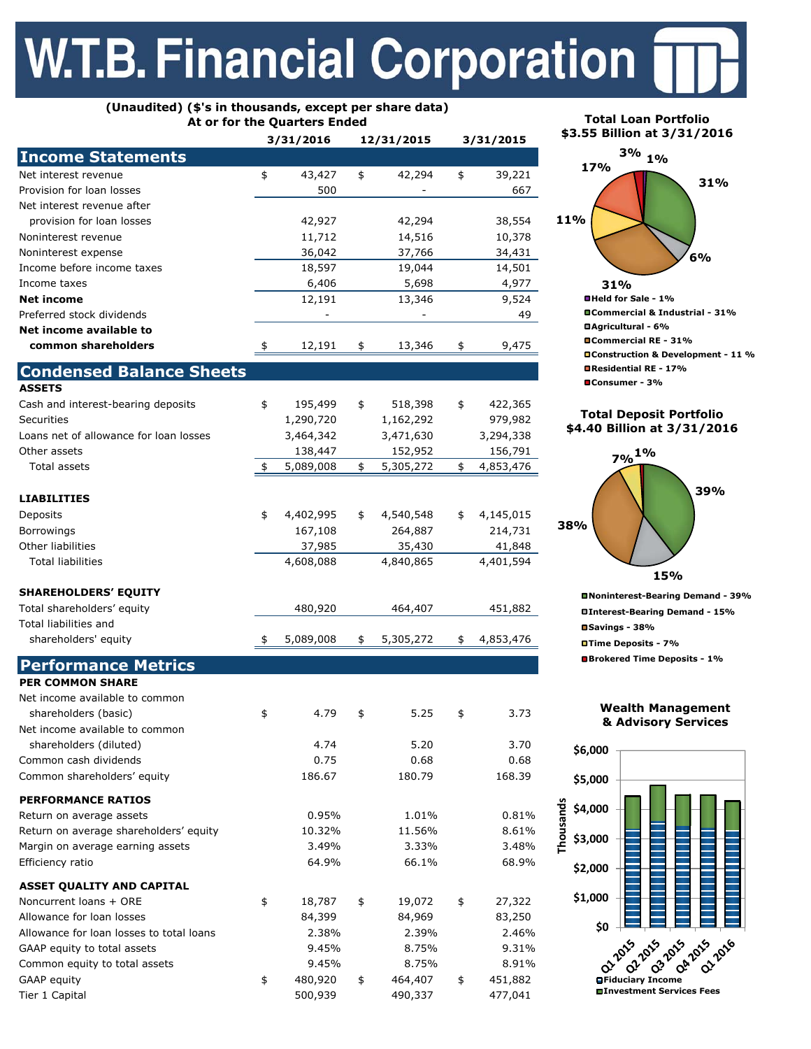# W.T.B. Financial Corporation

**(Unaudited) ($'s in thousands, except per share data)**
**At or for the Quarters Ended**

| | 3/31/2016 | 12/31/2015 | 3/31/2015 |
|---|---|---|---|
| **Income Statements** | | | |
| Net interest revenue | $ 43,427 | $ 42,294 | $ 39,221 |
| Provision for loan losses | 500 | - | 667 |
| Net interest revenue after provision for loan losses | 42,927 | 42,294 | 38,554 |
| Noninterest revenue | 11,712 | 14,516 | 10,378 |
| Noninterest expense | 36,042 | 37,766 | 34,431 |
| Income before income taxes | 18,597 | 19,044 | 14,501 |
| Income taxes | 6,406 | 5,698 | 4,977 |
| **Net income** | 12,191 | 13,346 | 9,524 |
| Preferred stock dividends | - | - | 49 |
| **Net income available to common shareholders** | $ 12,191 | $ 13,346 | $ 9,475 |
| **Condensed Balance Sheets** | | | |
| **ASSETS** | | | |
| Cash and interest-bearing deposits | $ 195,499 | $ 518,398 | $ 422,365 |
| Securities | 1,290,720 | 1,162,292 | 979,982 |
| Loans net of allowance for loan losses | 3,464,342 | 3,471,630 | 3,294,338 |
| Other assets | 138,447 | 152,952 | 156,791 |
| Total assets | $ 5,089,008 | $ 5,305,272 | $ 4,853,476 |
| **LIABILITIES** | | | |
| Deposits | $ 4,402,995 | $ 4,540,548 | $ 4,145,015 |
| Borrowings | 167,108 | 264,887 | 214,731 |
| Other liabilities | 37,985 | 35,430 | 41,848 |
| Total liabilities | 4,608,088 | 4,840,865 | 4,401,594 |
| **SHAREHOLDERS' EQUITY** | | | |
| Total shareholders' equity | 480,920 | 464,407 | 451,882 |
| Total liabilities and shareholders' equity | $ 5,089,008 | $ 5,305,272 | $ 4,853,476 |
| **Performance Metrics** | | | |
| **PER COMMON SHARE** | | | |
| Net income available to common shareholders (basic) | $ 4.79 | $ 5.25 | $ 3.73 |
| Net income available to common shareholders (diluted) | 4.74 | 5.20 | 3.70 |
| Common cash dividends | 0.75 | 0.68 | 0.68 |
| Common shareholders' equity | 186.67 | 180.79 | 168.39 |
| **PERFORMANCE RATIOS** | | | |
| Return on average assets | 0.95% | 1.01% | 0.81% |
| Return on average shareholders' equity | 10.32% | 11.56% | 8.61% |
| Margin on average earning assets | 3.49% | 3.33% | 3.48% |
| Efficiency ratio | 64.9% | 66.1% | 68.9% |
| **ASSET QUALITY AND CAPITAL** | | | |
| Noncurrent loans + ORE | $ 18,787 | $ 19,072 | $ 27,322 |
| Allowance for loan losses | 84,399 | 84,969 | 83,250 |
| Allowance for loan losses to total loans | 2.38% | 2.39% | 2.46% |
| GAAP equity to total assets | 9.45% | 8.75% | 9.31% |
| Common equity to total assets | 9.45% | 8.75% | 8.91% |
| GAAP equity | $ 480,920 | $ 464,407 | $ 451,882 |
| Tier 1 Capital | 500,939 | 490,337 | 477,041 |

**Total Loan Portfolio**
**$3.55 Billion at 3/31/2016**

3% 1% 17% 31% 11% 6% 31%

- Held for Sale - 1%
- Commercial & Industrial - 31%
- Agricultural - 6%
- Commercial RE - 31%
- Construction & Development - 11 %
- Residential RE - 17%
- Consumer - 3%

**Total Deposit Portfolio**
**$4.40 Billion at 3/31/2016**

7% 1% 39% 38% 15%

- Noninterest-Bearing Demand - 39%
- Interest-Bearing Demand - 15%
- Savings - 38%
- Time Deposits - 7%
- Brokered Time Deposits - 1%

**Wealth Management & Advisory Services**

Thousands

$6,000
$5,000
$4,000
$3,000
$2,000
$1,000
$0

Q1 2015 Q2 2015 Q3 2015 Q4 2015 Q1 2016

- Fiduciary Income
- Investment Services Fees